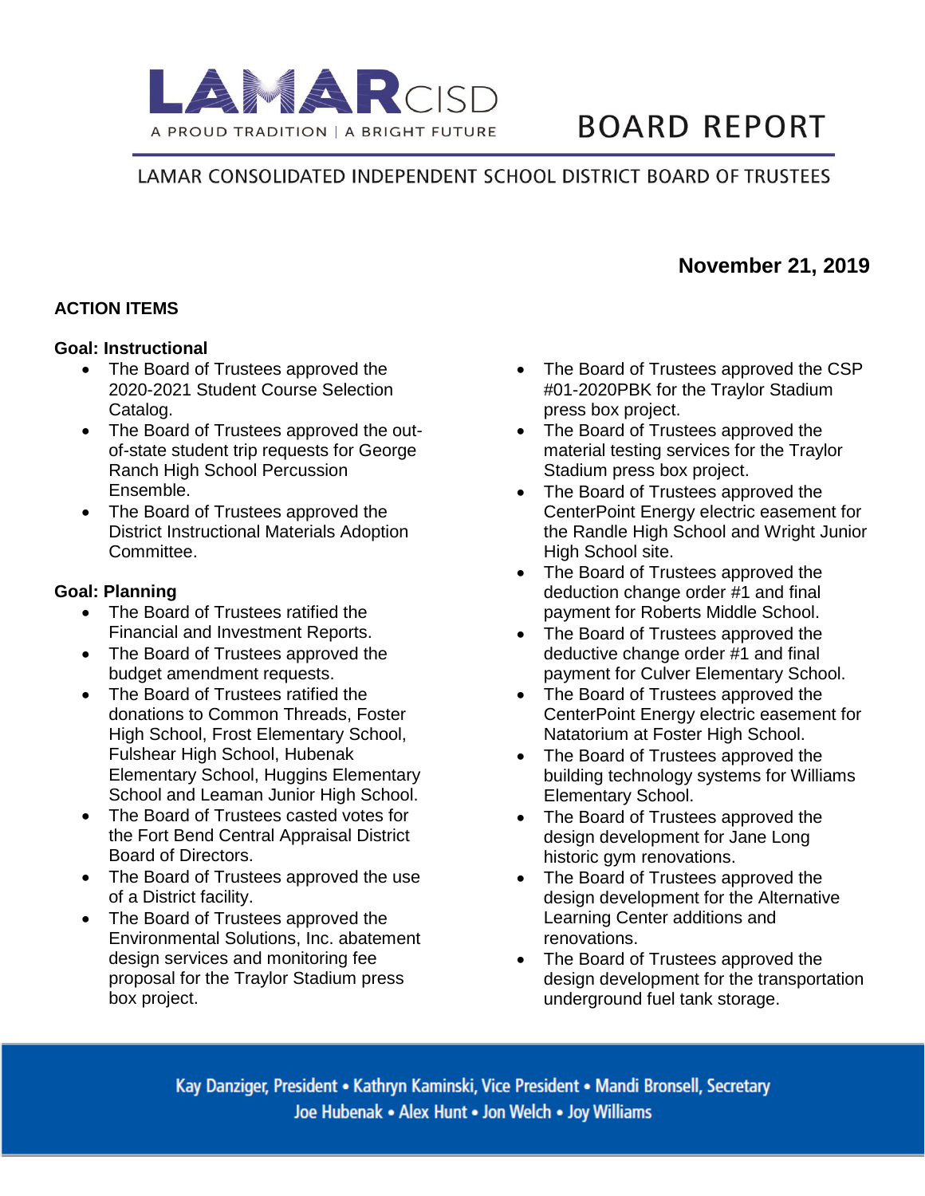# LAMAR CISD

A PROUD TRADITION | A BRIGHT FUTURE

# BOARD REPORT

LAMAR CONSOLIDATED INDEPENDENT SCHOOL DISTRICT BOARD OF TRUSTEES

**November 21, 2019**

## ACTION ITEMS

### Goal: Instructional

- The Board of Trustees approved the 2020-2021 Student Course Selection Catalog.
- The Board of Trustees approved the out-of-state student trip requests for George Ranch High School Percussion Ensemble.
- The Board of Trustees approved the District Instructional Materials Adoption Committee.

### Goal: Planning

- The Board of Trustees ratified the Financial and Investment Reports.
- The Board of Trustees approved the budget amendment requests.
- The Board of Trustees ratified the donations to Common Threads, Foster High School, Frost Elementary School, Fulshear High School, Hubenak Elementary School, Huggins Elementary School and Leaman Junior High School.
- The Board of Trustees casted votes for the Fort Bend Central Appraisal District Board of Directors.
- The Board of Trustees approved the use of a District facility.
- The Board of Trustees approved the Environmental Solutions, Inc. abatement design services and monitoring fee proposal for the Traylor Stadium press box project.
- The Board of Trustees approved the CSP #01-2020PBK for the Traylor Stadium press box project.
- The Board of Trustees approved the material testing services for the Traylor Stadium press box project.
- The Board of Trustees approved the CenterPoint Energy electric easement for the Randle High School and Wright Junior High School site.
- The Board of Trustees approved the deduction change order #1 and final payment for Roberts Middle School.
- The Board of Trustees approved the deductive change order #1 and final payment for Culver Elementary School.
- The Board of Trustees approved the CenterPoint Energy electric easement for Natatorium at Foster High School.
- The Board of Trustees approved the building technology systems for Williams Elementary School.
- The Board of Trustees approved the design development for Jane Long historic gym renovations.
- The Board of Trustees approved the design development for the Alternative Learning Center additions and renovations.
- The Board of Trustees approved the design development for the transportation underground fuel tank storage.

Kay Danziger, President • Kathryn Kaminski, Vice President • Mandi Bronsell, Secretary
Joe Hubenak • Alex Hunt • Jon Welch • Joy Williams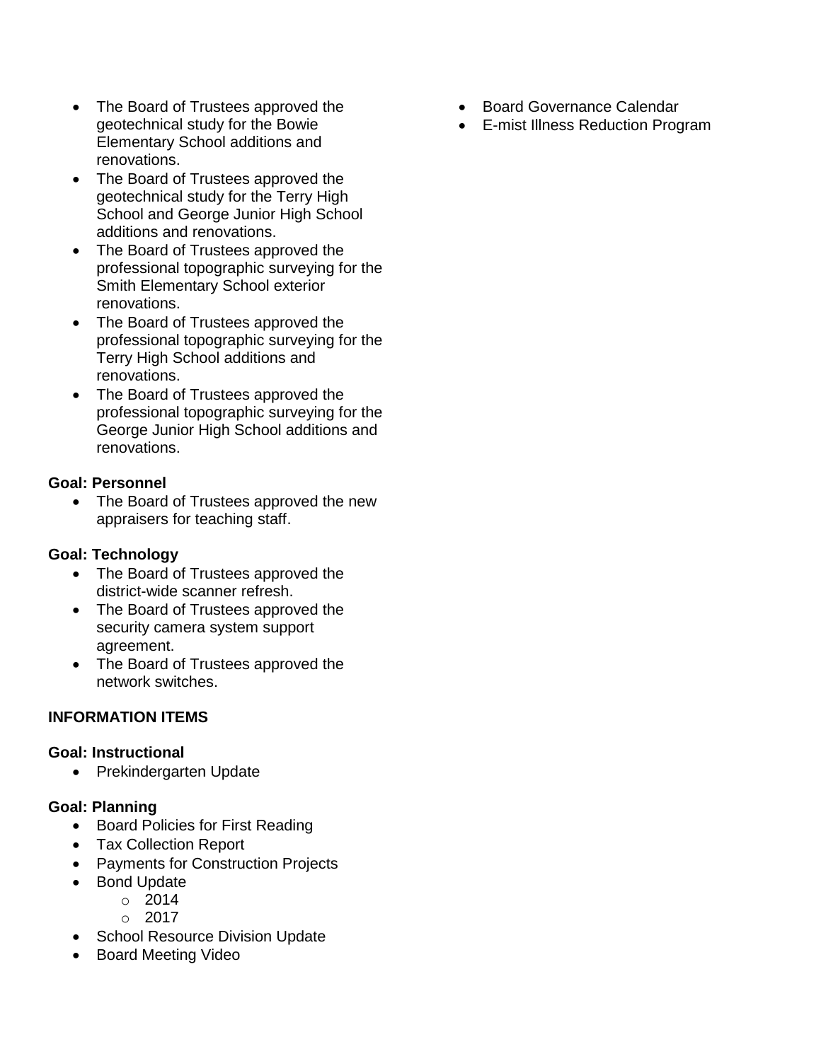- The Board of Trustees approved the geotechnical study for the Bowie Elementary School additions and renovations.
- The Board of Trustees approved the geotechnical study for the Terry High School and George Junior High School additions and renovations.
- The Board of Trustees approved the professional topographic surveying for the Smith Elementary School exterior renovations.
- The Board of Trustees approved the professional topographic surveying for the Terry High School additions and renovations.
- The Board of Trustees approved the professional topographic surveying for the George Junior High School additions and renovations.

**Goal: Personnel**

- The Board of Trustees approved the new appraisers for teaching staff.

**Goal: Technology**

- The Board of Trustees approved the district-wide scanner refresh.
- The Board of Trustees approved the security camera system support agreement.
- The Board of Trustees approved the network switches.

**INFORMATION ITEMS**

**Goal: Instructional**

- Prekindergarten Update

**Goal: Planning**

- Board Policies for First Reading
- Tax Collection Report
- Payments for Construction Projects
- Bond Update
  - 2014
  - 2017
- School Resource Division Update
- Board Meeting Video
- Board Governance Calendar
- E-mist Illness Reduction Program